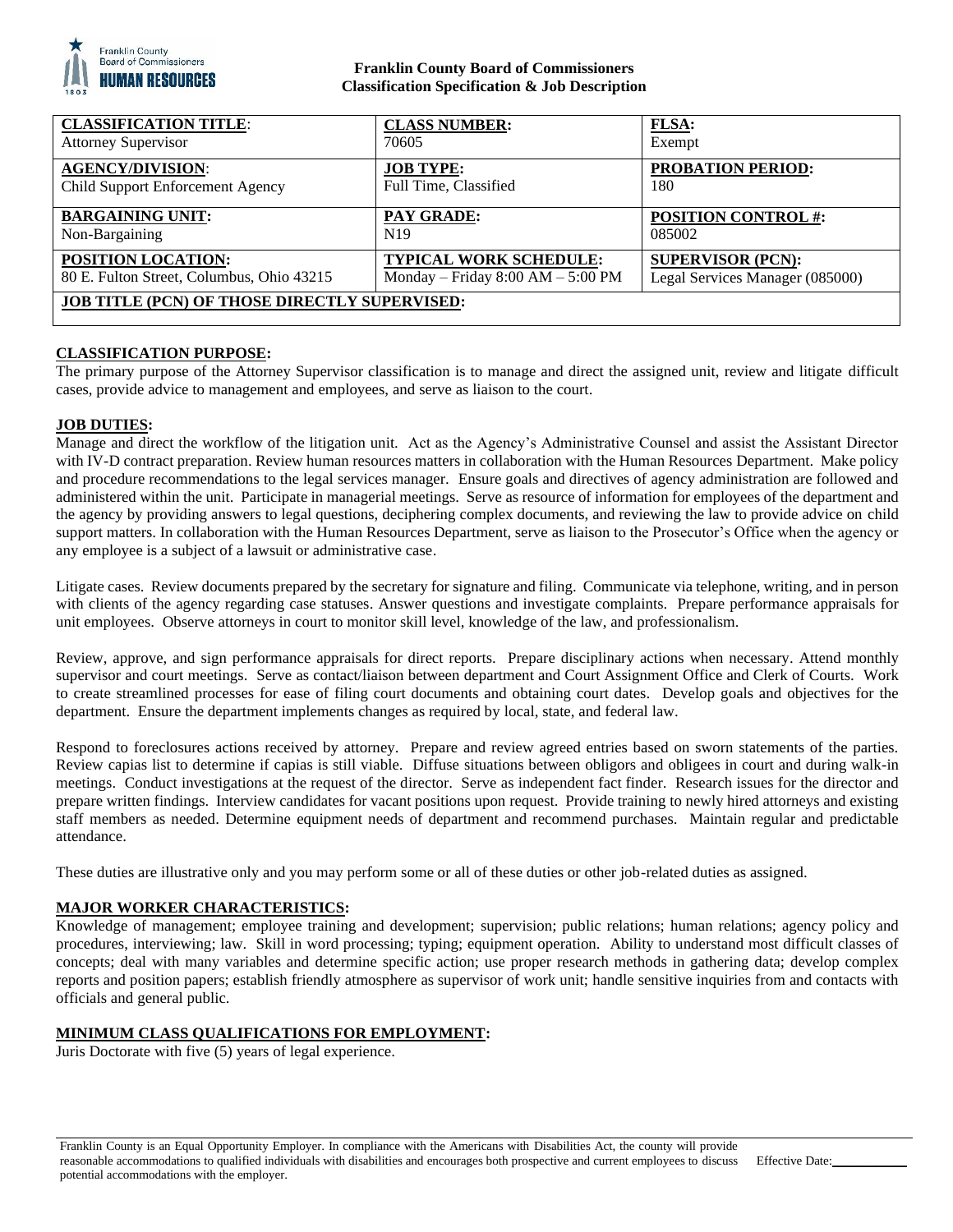**Franklin County Board of Commissioners**
**Classification Specification & Job Description**

| **CLASSIFICATION TITLE**: | **CLASS NUMBER:** | **FLSA:** |
|---|---|---|
| Attorney Supervisor | 70605 | Exempt |
| **AGENCY/DIVISION**: | **JOB TYPE:** | **PROBATION PERIOD:** |
| Child Support Enforcement Agency | Full Time, Classified | 180 |
| **BARGAINING UNIT:** | **PAY GRADE:** | **POSITION CONTROL #:** |
| Non-Bargaining | N19 | 085002 |
| **POSITION LOCATION:** | **TYPICAL WORK SCHEDULE:** | **SUPERVISOR (PCN):** |
| 80 E. Fulton Street, Columbus, Ohio 43215 | Monday – Friday 8:00 AM – 5:00 PM | Legal Services Manager (085000) |
| **JOB TITLE (PCN) OF THOSE DIRECTLY SUPERVISED:** | | |

**CLASSIFICATION PURPOSE:**

The primary purpose of the Attorney Supervisor classification is to manage and direct the assigned unit, review and litigate difficult cases, provide advice to management and employees, and serve as liaison to the court.

**JOB DUTIES:**

Manage and direct the workflow of the litigation unit. Act as the Agency's Administrative Counsel and assist the Assistant Director with IV-D contract preparation. Review human resources matters in collaboration with the Human Resources Department. Make policy and procedure recommendations to the legal services manager. Ensure goals and directives of agency administration are followed and administered within the unit. Participate in managerial meetings. Serve as resource of information for employees of the department and the agency by providing answers to legal questions, deciphering complex documents, and reviewing the law to provide advice on child support matters. In collaboration with the Human Resources Department, serve as liaison to the Prosecutor's Office when the agency or any employee is a subject of a lawsuit or administrative case.

Litigate cases. Review documents prepared by the secretary for signature and filing. Communicate via telephone, writing, and in person with clients of the agency regarding case statuses. Answer questions and investigate complaints. Prepare performance appraisals for unit employees. Observe attorneys in court to monitor skill level, knowledge of the law, and professionalism.

Review, approve, and sign performance appraisals for direct reports. Prepare disciplinary actions when necessary. Attend monthly supervisor and court meetings. Serve as contact/liaison between department and Court Assignment Office and Clerk of Courts. Work to create streamlined processes for ease of filing court documents and obtaining court dates. Develop goals and objectives for the department. Ensure the department implements changes as required by local, state, and federal law.

Respond to foreclosures actions received by attorney. Prepare and review agreed entries based on sworn statements of the parties. Review capias list to determine if capias is still viable. Diffuse situations between obligors and obligees in court and during walk-in meetings. Conduct investigations at the request of the director. Serve as independent fact finder. Research issues for the director and prepare written findings. Interview candidates for vacant positions upon request. Provide training to newly hired attorneys and existing staff members as needed. Determine equipment needs of department and recommend purchases. Maintain regular and predictable attendance.

These duties are illustrative only and you may perform some or all of these duties or other job-related duties as assigned.

**MAJOR WORKER CHARACTERISTICS:**

Knowledge of management; employee training and development; supervision; public relations; human relations; agency policy and procedures, interviewing; law. Skill in word processing; typing; equipment operation. Ability to understand most difficult classes of concepts; deal with many variables and determine specific action; use proper research methods in gathering data; develop complex reports and position papers; establish friendly atmosphere as supervisor of work unit; handle sensitive inquiries from and contacts with officials and general public.

**MINIMUM CLASS QUALIFICATIONS FOR EMPLOYMENT:**

Juris Doctorate with five (5) years of legal experience.

Franklin County is an Equal Opportunity Employer. In compliance with the Americans with Disabilities Act, the county will provide reasonable accommodations to qualified individuals with disabilities and encourages both prospective and current employees to discuss potential accommodations with the employer.

Effective Date:\_\_\_\_\_\_\_\_\_\_\_\_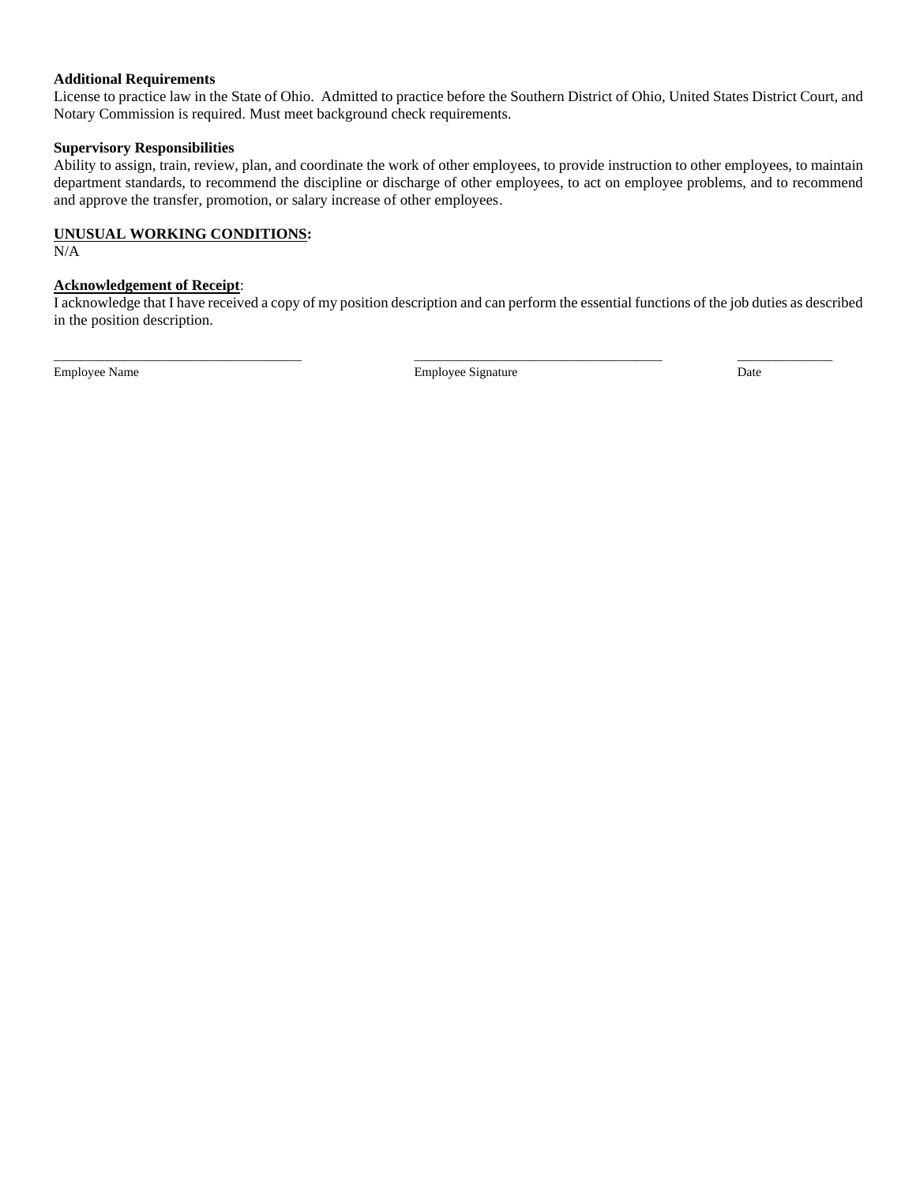**Additional Requirements**
License to practice law in the State of Ohio. Admitted to practice before the Southern District of Ohio, United States District Court, and Notary Commission is required. Must meet background check requirements.

**Supervisory Responsibilities**
Ability to assign, train, review, plan, and coordinate the work of other employees, to provide instruction to other employees, to maintain department standards, to recommend the discipline or discharge of other employees, to act on employee problems, and to recommend and approve the transfer, promotion, or salary increase of other employees.

**UNUSUAL WORKING CONDITIONS:**
N/A

**Acknowledgement of Receipt**:
I acknowledge that I have received a copy of my position description and can perform the essential functions of the job duties as described in the position description.

| | | |
|---|---|---|
| ___________________________________ | ___________________________________ | ______________ |
| Employee Name | Employee Signature | Date |